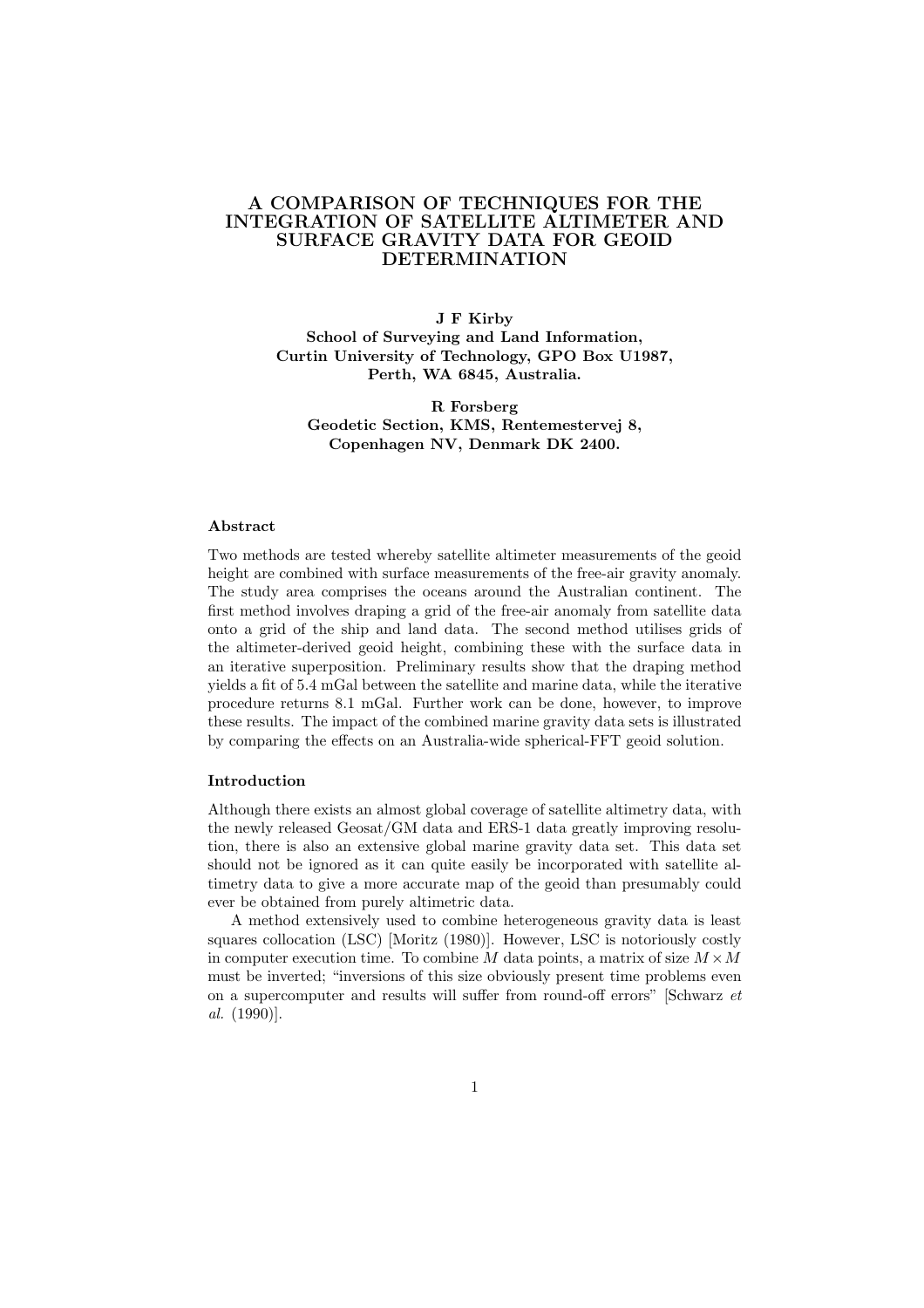# A COMPARISON OF TECHNIQUES FOR THE INTEGRATION OF SATELLITE ALTIMETER AND SURFACE GRAVITY DATA FOR GEOID DETERMINATION

**J F Kirby**
**School of Surveying and Land Information,**
**Curtin University of Technology, GPO Box U1987,**
**Perth, WA 6845, Australia.**

**R Forsberg**
**Geodetic Section, KMS, Rentemestervej 8,**
**Copenhagen NV, Denmark DK 2400.**

### Abstract

Two methods are tested whereby satellite altimeter measurements of the geoid height are combined with surface measurements of the free-air gravity anomaly. The study area comprises the oceans around the Australian continent. The first method involves draping a grid of the free-air anomaly from satellite data onto a grid of the ship and land data. The second method utilises grids of the altimeter-derived geoid height, combining these with the surface data in an iterative superposition. Preliminary results show that the draping method yields a fit of 5.4 mGal between the satellite and marine data, while the iterative procedure returns 8.1 mGal. Further work can be done, however, to improve these results. The impact of the combined marine gravity data sets is illustrated by comparing the effects on an Australia-wide spherical-FFT geoid solution.

### Introduction

Although there exists an almost global coverage of satellite altimetry data, with the newly released Geosat/GM data and ERS-1 data greatly improving resolution, there is also an extensive global marine gravity data set. This data set should not be ignored as it can quite easily be incorporated with satellite altimetry data to give a more accurate map of the geoid than presumably could ever be obtained from purely altimetric data.

A method extensively used to combine heterogeneous gravity data is least squares collocation (LSC) [Moritz (1980)]. However, LSC is notoriously costly in computer execution time. To combine $M$ data points, a matrix of size $M \times M$ must be inverted; "inversions of this size obviously present time problems even on a supercomputer and results will suffer from round-off errors" [Schwarz *et al.* (1990)].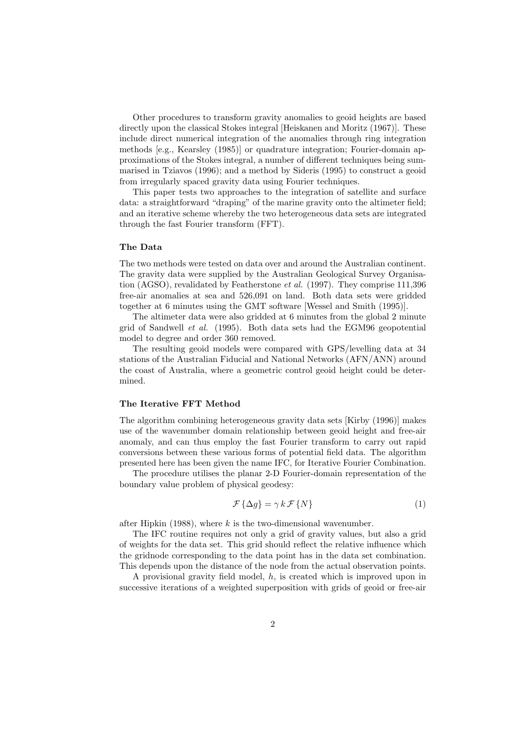Other procedures to transform gravity anomalies to geoid heights are based directly upon the classical Stokes integral [Heiskanen and Moritz (1967)]. These include direct numerical integration of the anomalies through ring integration methods [e.g., Kearsley (1985)] or quadrature integration; Fourier-domain approximations of the Stokes integral, a number of different techniques being summarised in Tziavos (1996); and a method by Sideris (1995) to construct a geoid from irregularly spaced gravity data using Fourier techniques.

This paper tests two approaches to the integration of satellite and surface data: a straightforward "draping" of the marine gravity onto the altimeter field; and an iterative scheme whereby the two heterogeneous data sets are integrated through the fast Fourier transform (FFT).

### The Data

The two methods were tested on data over and around the Australian continent. The gravity data were supplied by the Australian Geological Survey Organisation (AGSO), revalidated by Featherstone *et al.* (1997). They comprise 111,396 free-air anomalies at sea and 526,091 on land. Both data sets were gridded together at 6 minutes using the GMT software [Wessel and Smith (1995)].

The altimeter data were also gridded at 6 minutes from the global 2 minute grid of Sandwell *et al.* (1995). Both data sets had the EGM96 geopotential model to degree and order 360 removed.

The resulting geoid models were compared with GPS/levelling data at 34 stations of the Australian Fiducial and National Networks (AFN/ANN) around the coast of Australia, where a geometric control geoid height could be determined.

### The Iterative FFT Method

The algorithm combining heterogeneous gravity data sets [Kirby (1996)] makes use of the wavenumber domain relationship between geoid height and free-air anomaly, and can thus employ the fast Fourier transform to carry out rapid conversions between these various forms of potential field data. The algorithm presented here has been given the name IFC, for Iterative Fourier Combination.

The procedure utilises the planar 2-D Fourier-domain representation of the boundary value problem of physical geodesy:

$$\mathcal{F}\{\Delta g\} = \gamma \, k \, \mathcal{F}\{N\} \tag{1}$$

after Hipkin (1988), where $k$ is the two-dimensional wavenumber.

The IFC routine requires not only a grid of gravity values, but also a grid of weights for the data set. This grid should reflect the relative influence which the gridnode corresponding to the data point has in the data set combination. This depends upon the distance of the node from the actual observation points.

A provisional gravity field model, $h$, is created which is improved upon in successive iterations of a weighted superposition with grids of geoid or free-air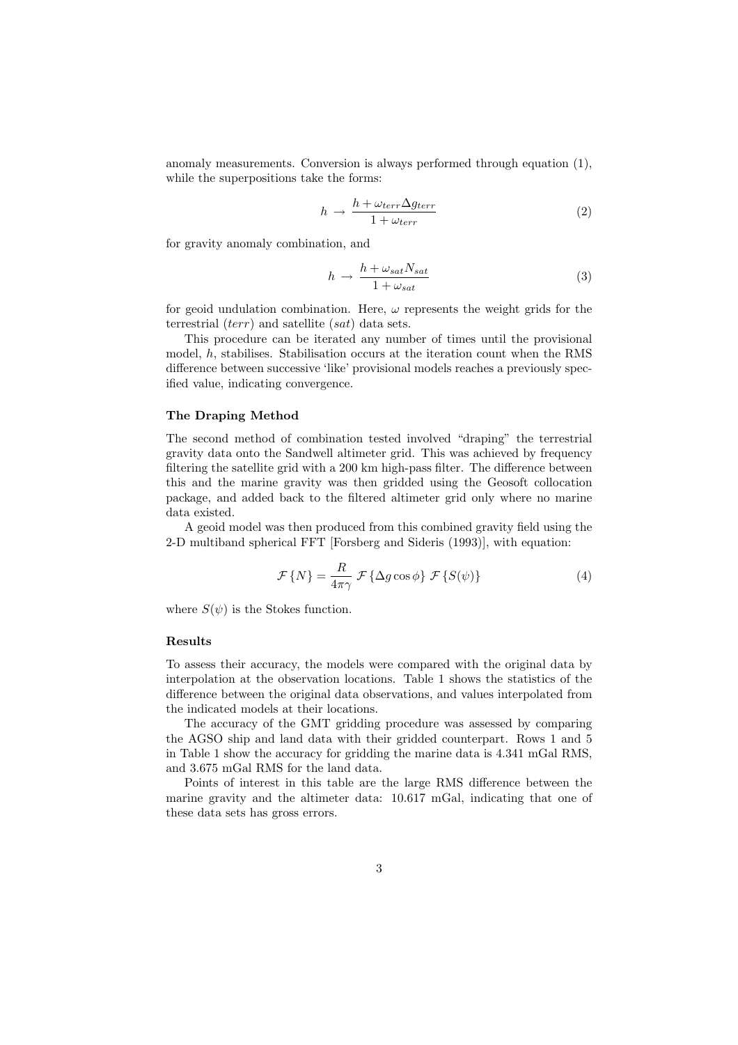anomaly measurements. Conversion is always performed through equation (1), while the superpositions take the forms:

$$h \rightarrow \frac{h + \omega_{terr} \Delta g_{terr}}{1 + \omega_{terr}} \tag{2}$$

for gravity anomaly combination, and

$$h \rightarrow \frac{h + \omega_{sat} N_{sat}}{1 + \omega_{sat}} \tag{3}$$

for geoid undulation combination. Here, $\omega$ represents the weight grids for the terrestrial ($terr$) and satellite ($sat$) data sets.

This procedure can be iterated any number of times until the provisional model, $h$, stabilises. Stabilisation occurs at the iteration count when the RMS difference between successive 'like' provisional models reaches a previously specified value, indicating convergence.

### The Draping Method

The second method of combination tested involved "draping" the terrestrial gravity data onto the Sandwell altimeter grid. This was achieved by frequency filtering the satellite grid with a 200 km high-pass filter. The difference between this and the marine gravity was then gridded using the Geosoft collocation package, and added back to the filtered altimeter grid only where no marine data existed.

A geoid model was then produced from this combined gravity field using the 2-D multiband spherical FFT [Forsberg and Sideris (1993)], with equation:

$$\mathcal{F}\{N\} = \frac{R}{4\pi\gamma} \, \mathcal{F}\{\Delta g \cos\phi\} \, \mathcal{F}\{S(\psi)\} \tag{4}$$

where $S(\psi)$ is the Stokes function.

### Results

To assess their accuracy, the models were compared with the original data by interpolation at the observation locations. Table 1 shows the statistics of the difference between the original data observations, and values interpolated from the indicated models at their locations.

The accuracy of the GMT gridding procedure was assessed by comparing the AGSO ship and land data with their gridded counterpart. Rows 1 and 5 in Table 1 show the accuracy for gridding the marine data is 4.341 mGal RMS, and 3.675 mGal RMS for the land data.

Points of interest in this table are the large RMS difference between the marine gravity and the altimeter data: 10.617 mGal, indicating that one of these data sets has gross errors.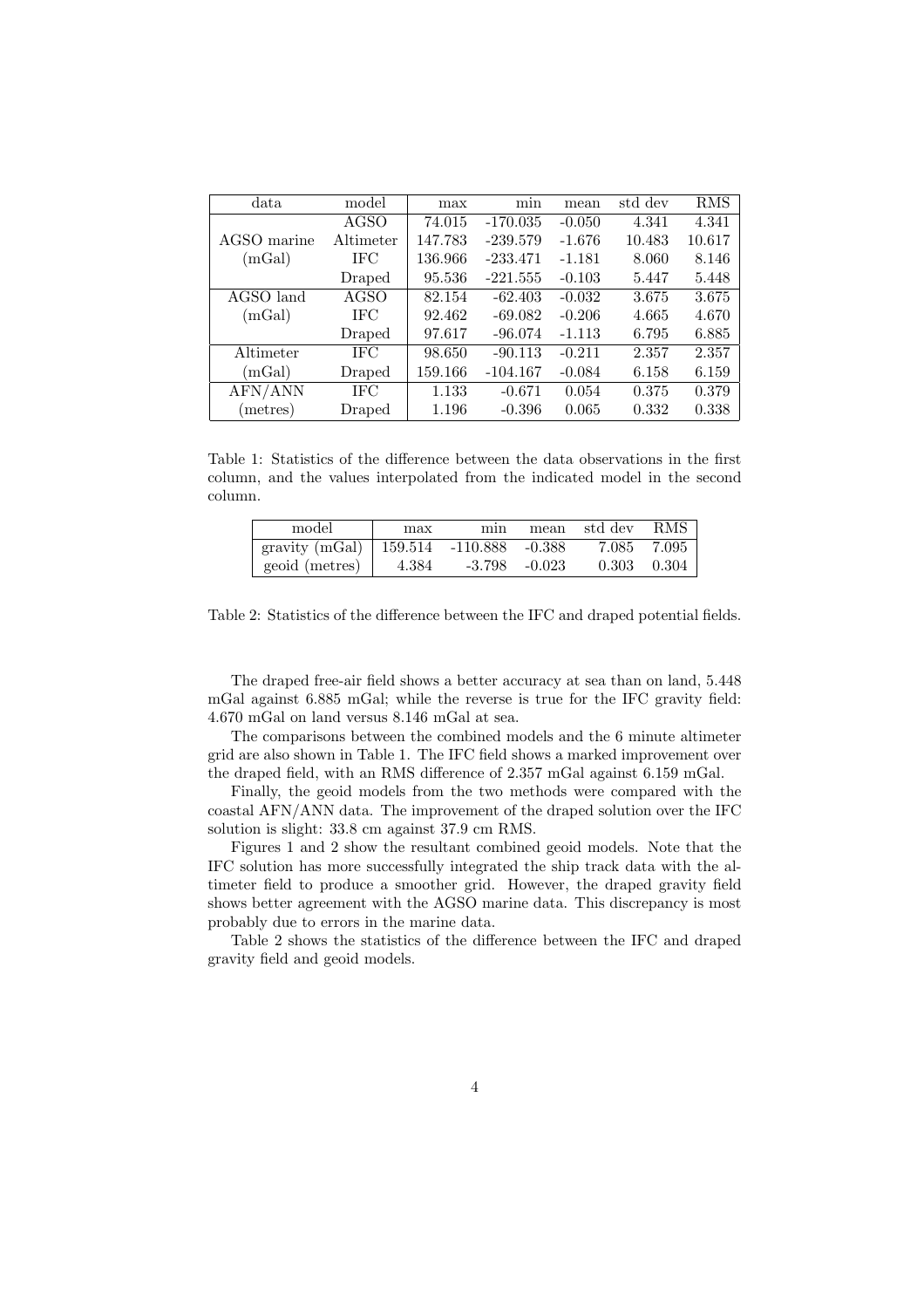| data | model | max | min | mean | std dev | RMS |
|---|---|---|---|---|---|---|
| | AGSO | 74.015 | -170.035 | -0.050 | 4.341 | 4.341 |
| AGSO marine | Altimeter | 147.783 | -239.579 | -1.676 | 10.483 | 10.617 |
| (mGal) | IFC | 136.966 | -233.471 | -1.181 | 8.060 | 8.146 |
| | Draped | 95.536 | -221.555 | -0.103 | 5.447 | 5.448 |
| AGSO land | AGSO | 82.154 | -62.403 | -0.032 | 3.675 | 3.675 |
| (mGal) | IFC | 92.462 | -69.082 | -0.206 | 4.665 | 4.670 |
| | Draped | 97.617 | -96.074 | -1.113 | 6.795 | 6.885 |
| Altimeter | IFC | 98.650 | -90.113 | -0.211 | 2.357 | 2.357 |
| (mGal) | Draped | 159.166 | -104.167 | -0.084 | 6.158 | 6.159 |
| AFN/ANN | IFC | 1.133 | -0.671 | 0.054 | 0.375 | 0.379 |
| (metres) | Draped | 1.196 | -0.396 | 0.065 | 0.332 | 0.338 |

Table 1: Statistics of the difference between the data observations in the first column, and the values interpolated from the indicated model in the second column.

| model | max | min | mean | std dev | RMS |
|---|---|---|---|---|---|
| gravity (mGal) | 159.514 | -110.888 | -0.388 | 7.085 | 7.095 |
| geoid (metres) | 4.384 | -3.798 | -0.023 | 0.303 | 0.304 |

Table 2: Statistics of the difference between the IFC and draped potential fields.

The draped free-air field shows a better accuracy at sea than on land, 5.448 mGal against 6.885 mGal; while the reverse is true for the IFC gravity field: 4.670 mGal on land versus 8.146 mGal at sea.

The comparisons between the combined models and the 6 minute altimeter grid are also shown in Table 1. The IFC field shows a marked improvement over the draped field, with an RMS difference of 2.357 mGal against 6.159 mGal.

Finally, the geoid models from the two methods were compared with the coastal AFN/ANN data. The improvement of the draped solution over the IFC solution is slight: 33.8 cm against 37.9 cm RMS.

Figures 1 and 2 show the resultant combined geoid models. Note that the IFC solution has more successfully integrated the ship track data with the altimeter field to produce a smoother grid. However, the draped gravity field shows better agreement with the AGSO marine data. This discrepancy is most probably due to errors in the marine data.

Table 2 shows the statistics of the difference between the IFC and draped gravity field and geoid models.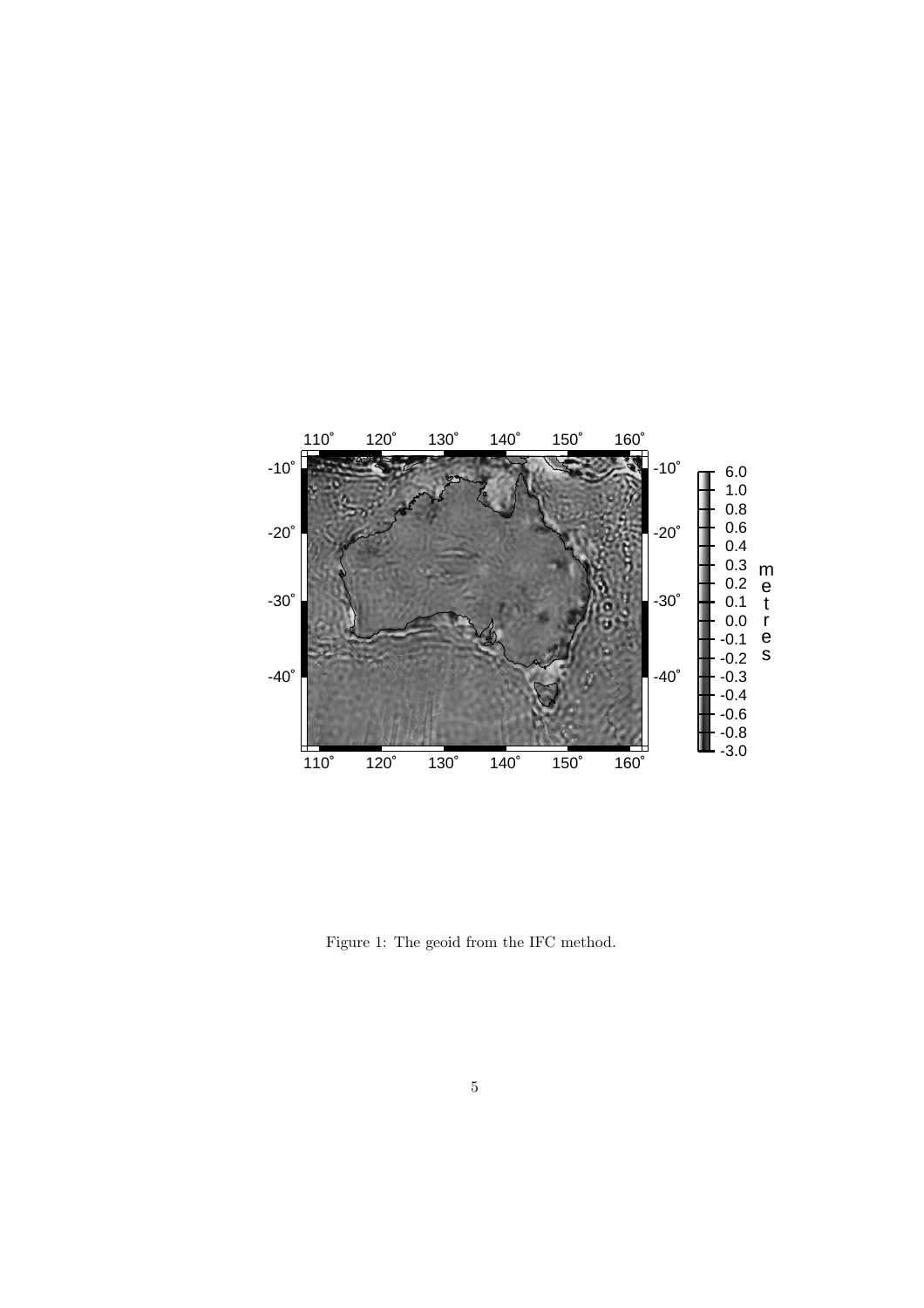Figure 1: The geoid from the IFC method.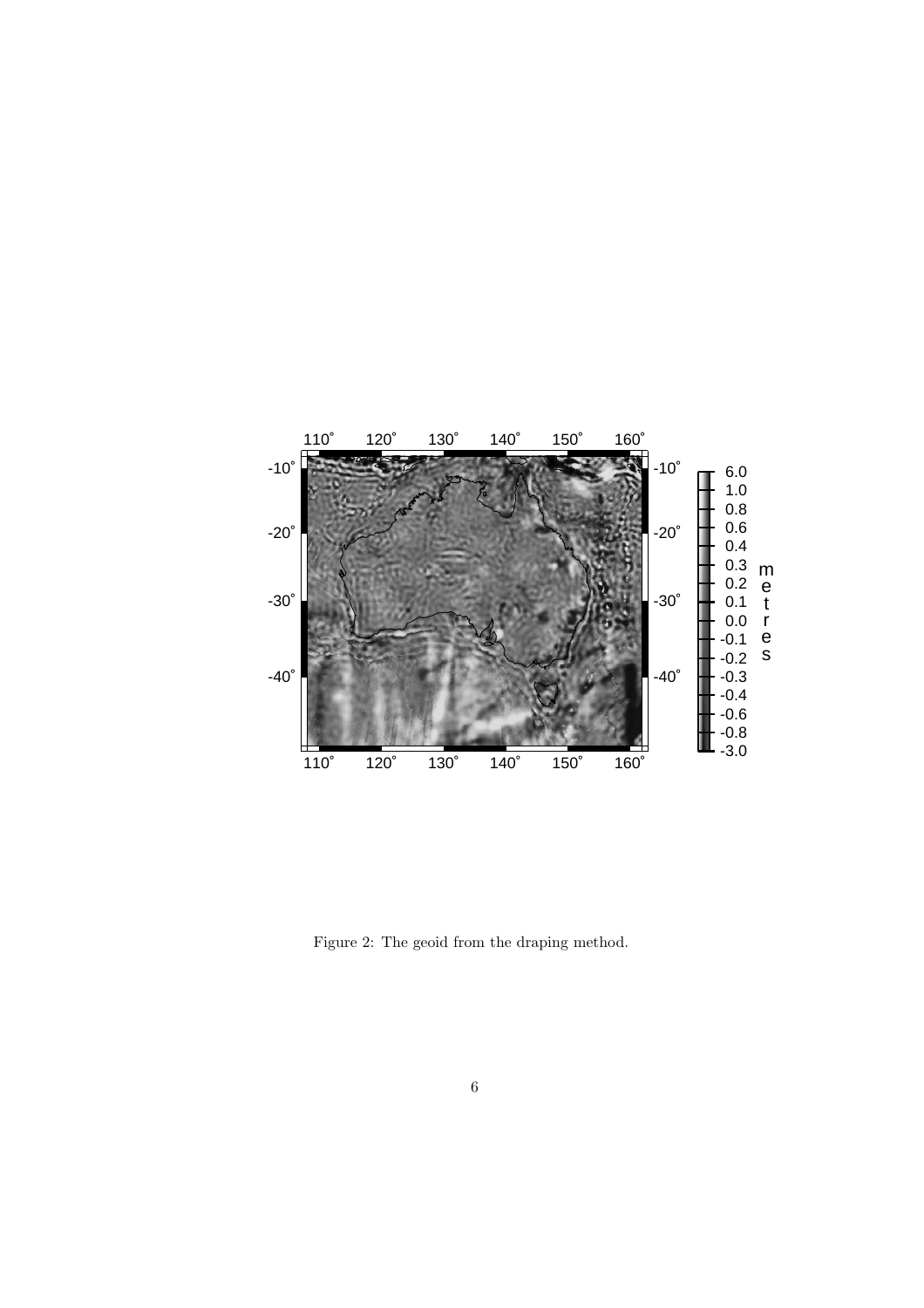Figure 2: The geoid from the draping method.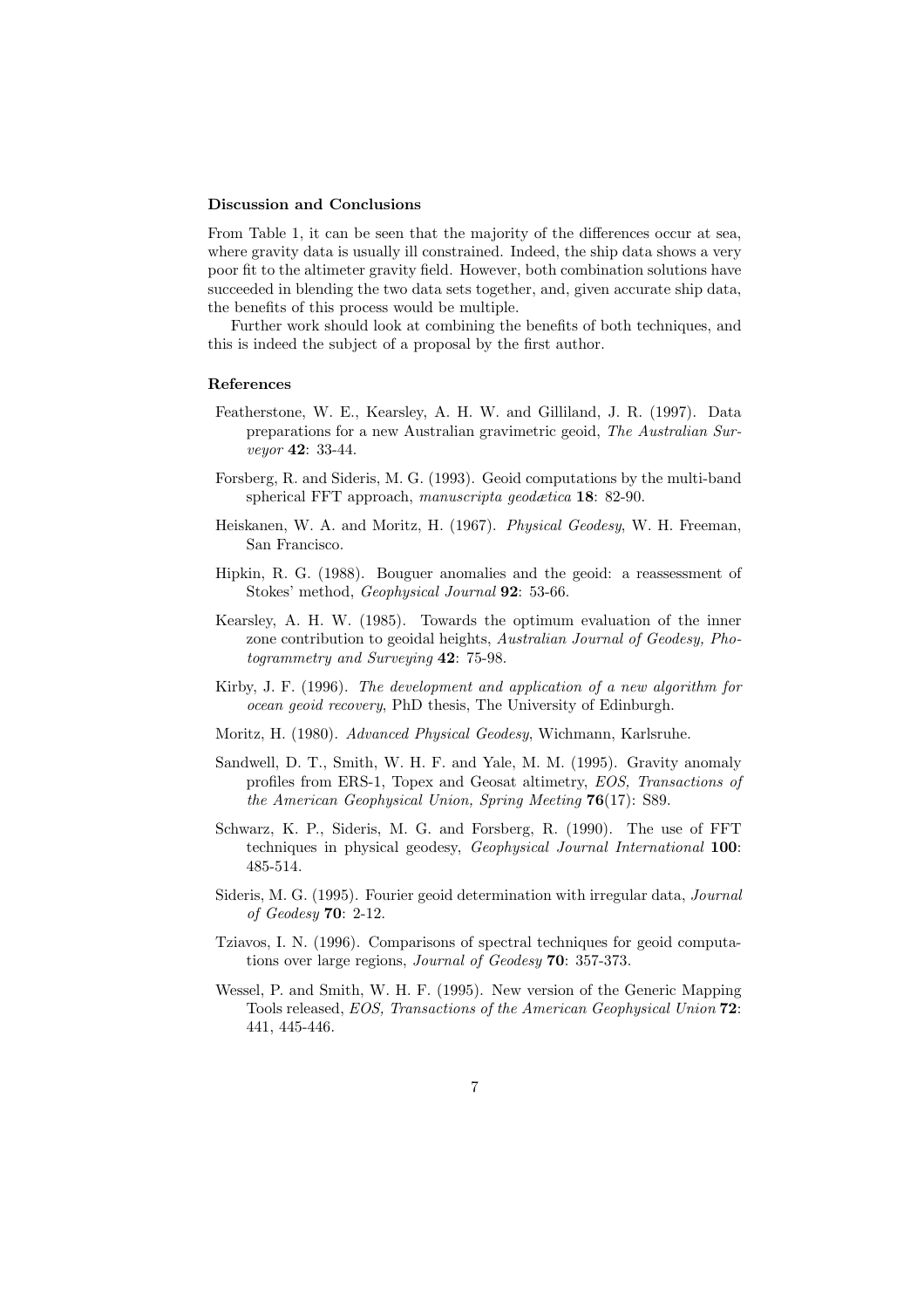## Discussion and Conclusions

From Table 1, it can be seen that the majority of the differences occur at sea, where gravity data is usually ill constrained. Indeed, the ship data shows a very poor fit to the altimeter gravity field. However, both combination solutions have succeeded in blending the two data sets together, and, given accurate ship data, the benefits of this process would be multiple.

Further work should look at combining the benefits of both techniques, and this is indeed the subject of a proposal by the first author.

## References

Featherstone, W. E., Kearsley, A. H. W. and Gilliland, J. R. (1997). Data preparations for a new Australian gravimetric geoid, *The Australian Surveyor* **42**: 33-44.

Forsberg, R. and Sideris, M. G. (1993). Geoid computations by the multi-band spherical FFT approach, *manuscripta geodætica* **18**: 82-90.

Heiskanen, W. A. and Moritz, H. (1967). *Physical Geodesy*, W. H. Freeman, San Francisco.

Hipkin, R. G. (1988). Bouguer anomalies and the geoid: a reassessment of Stokes' method, *Geophysical Journal* **92**: 53-66.

Kearsley, A. H. W. (1985). Towards the optimum evaluation of the inner zone contribution to geoidal heights, *Australian Journal of Geodesy, Photogrammetry and Surveying* **42**: 75-98.

Kirby, J. F. (1996). *The development and application of a new algorithm for ocean geoid recovery*, PhD thesis, The University of Edinburgh.

Moritz, H. (1980). *Advanced Physical Geodesy*, Wichmann, Karlsruhe.

Sandwell, D. T., Smith, W. H. F. and Yale, M. M. (1995). Gravity anomaly profiles from ERS-1, Topex and Geosat altimetry, *EOS, Transactions of the American Geophysical Union, Spring Meeting* **76**(17): S89.

Schwarz, K. P., Sideris, M. G. and Forsberg, R. (1990). The use of FFT techniques in physical geodesy, *Geophysical Journal International* **100**: 485-514.

Sideris, M. G. (1995). Fourier geoid determination with irregular data, *Journal of Geodesy* **70**: 2-12.

Tziavos, I. N. (1996). Comparisons of spectral techniques for geoid computations over large regions, *Journal of Geodesy* **70**: 357-373.

Wessel, P. and Smith, W. H. F. (1995). New version of the Generic Mapping Tools released, *EOS, Transactions of the American Geophysical Union* **72**: 441, 445-446.